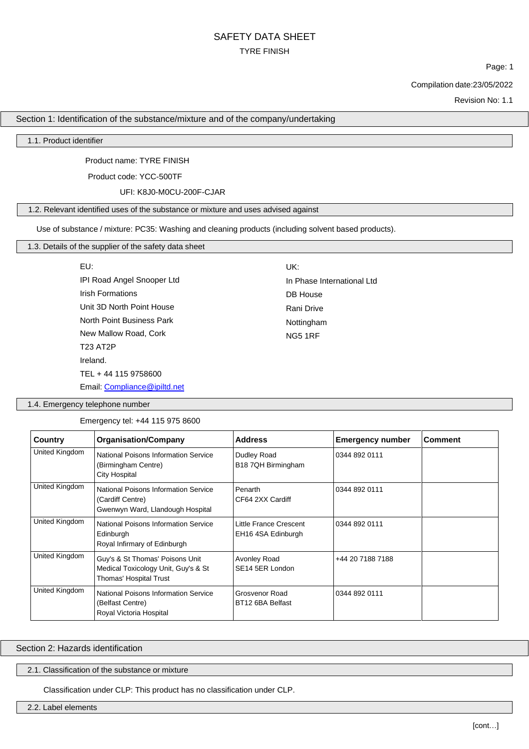# SAFETY DATA SHEET

TYRE FINISH

Compilation date:23/05/2022

Revision No: 1.1

## Section 1: Identification of the substance/mixture and of the company/undertaking

### 1.1. Product identifier

Product name: TYRE FINISH

Product code: YCC-500TF

UFI: K8J0-M0CU-200F-CJAR

### 1.2. Relevant identified uses of the substance or mixture and uses advised against

Use of substance / mixture: PC35: Washing and cleaning products (including solvent based products).

### 1.3. Details of the supplier of the safety data sheet

EU:
IPI Road Angel Snooper Ltd
Irish Formations
Unit 3D North Point House
North Point Business Park
New Mallow Road, Cork
T23 AT2P
Ireland.
TEL + 44 115 9758600
Email: Compliance@ipiltd.net

UK:
In Phase International Ltd
DB House
Rani Drive
Nottingham
NG5 1RF

### 1.4. Emergency telephone number

Emergency tel: +44 115 975 8600

| Country | Organisation/Company | Address | Emergency number | Comment |
| --- | --- | --- | --- | --- |
| United Kingdom | National Poisons Information Service (Birmingham Centre) City Hospital | Dudley Road B18 7QH Birmingham | 0344 892 0111 | |
| United Kingdom | National Poisons Information Service (Cardiff Centre) Gwenwyn Ward, Llandough Hospital | Penarth CF64 2XX Cardiff | 0344 892 0111 | |
| United Kingdom | National Poisons Information Service Edinburgh Royal Infirmary of Edinburgh | Little France Crescent EH16 4SA Edinburgh | 0344 892 0111 | |
| United Kingdom | Guy's & St Thomas' Poisons Unit Medical Toxicology Unit, Guy's & St Thomas' Hospital Trust | Avonley Road SE14 5ER London | +44 20 7188 7188 | |
| United Kingdom | National Poisons Information Service (Belfast Centre) Royal Victoria Hospital | Grosvenor Road BT12 6BA Belfast | 0344 892 0111 | |

## Section 2: Hazards identification

### 2.1. Classification of the substance or mixture

Classification under CLP: This product has no classification under CLP.

### 2.2. Label elements

[cont…]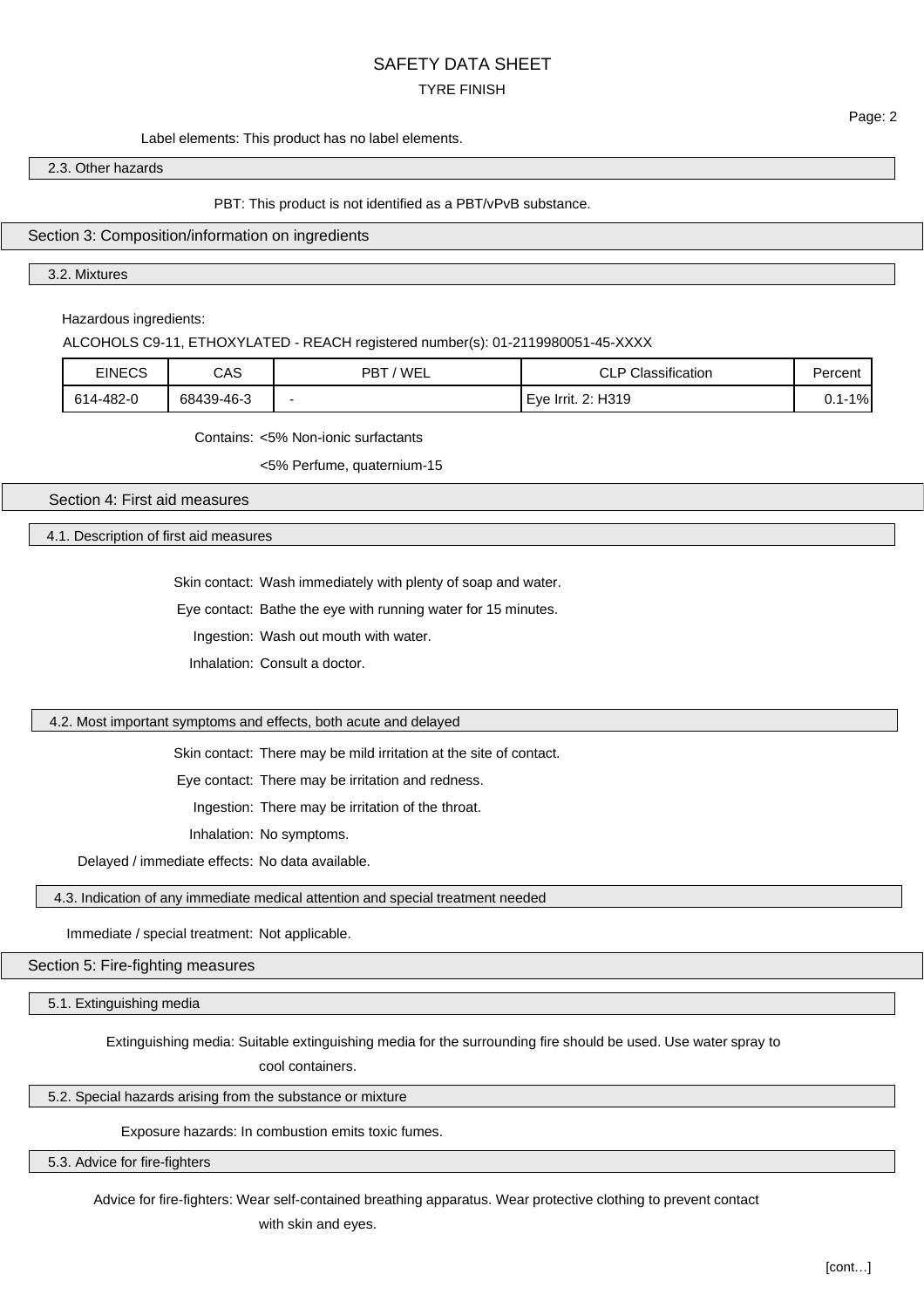Label elements: This product has no label elements.

### 2.3. Other hazards

PBT: This product is not identified as a PBT/vPvB substance.

## Section 3: Composition/information on ingredients

### 3.2. Mixtures

Hazardous ingredients:

ALCOHOLS C9-11, ETHOXYLATED - REACH registered number(s): 01-2119980051-45-XXXX

| EINECS | CAS | PBT / WEL | CLP Classification | Percent |
|---|---|---|---|---|
| 614-482-0 | 68439-46-3 | - | Eye Irrit. 2: H319 | 0.1-1% |

Contains: <5% Non-ionic surfactants

<5% Perfume, quaternium-15

## Section 4: First aid measures

### 4.1. Description of first aid measures

Skin contact: Wash immediately with plenty of soap and water.

Eye contact: Bathe the eye with running water for 15 minutes.

Ingestion: Wash out mouth with water.

Inhalation: Consult a doctor.

### 4.2. Most important symptoms and effects, both acute and delayed

Skin contact: There may be mild irritation at the site of contact.

Eye contact: There may be irritation and redness.

Ingestion: There may be irritation of the throat.

Inhalation: No symptoms.

Delayed / immediate effects: No data available.

### 4.3. Indication of any immediate medical attention and special treatment needed

Immediate / special treatment: Not applicable.

## Section 5: Fire-fighting measures

### 5.1. Extinguishing media

Extinguishing media: Suitable extinguishing media for the surrounding fire should be used. Use water spray to cool containers.

### 5.2. Special hazards arising from the substance or mixture

Exposure hazards: In combustion emits toxic fumes.

### 5.3. Advice for fire-fighters

Advice for fire-fighters: Wear self-contained breathing apparatus. Wear protective clothing to prevent contact with skin and eyes.

[cont…]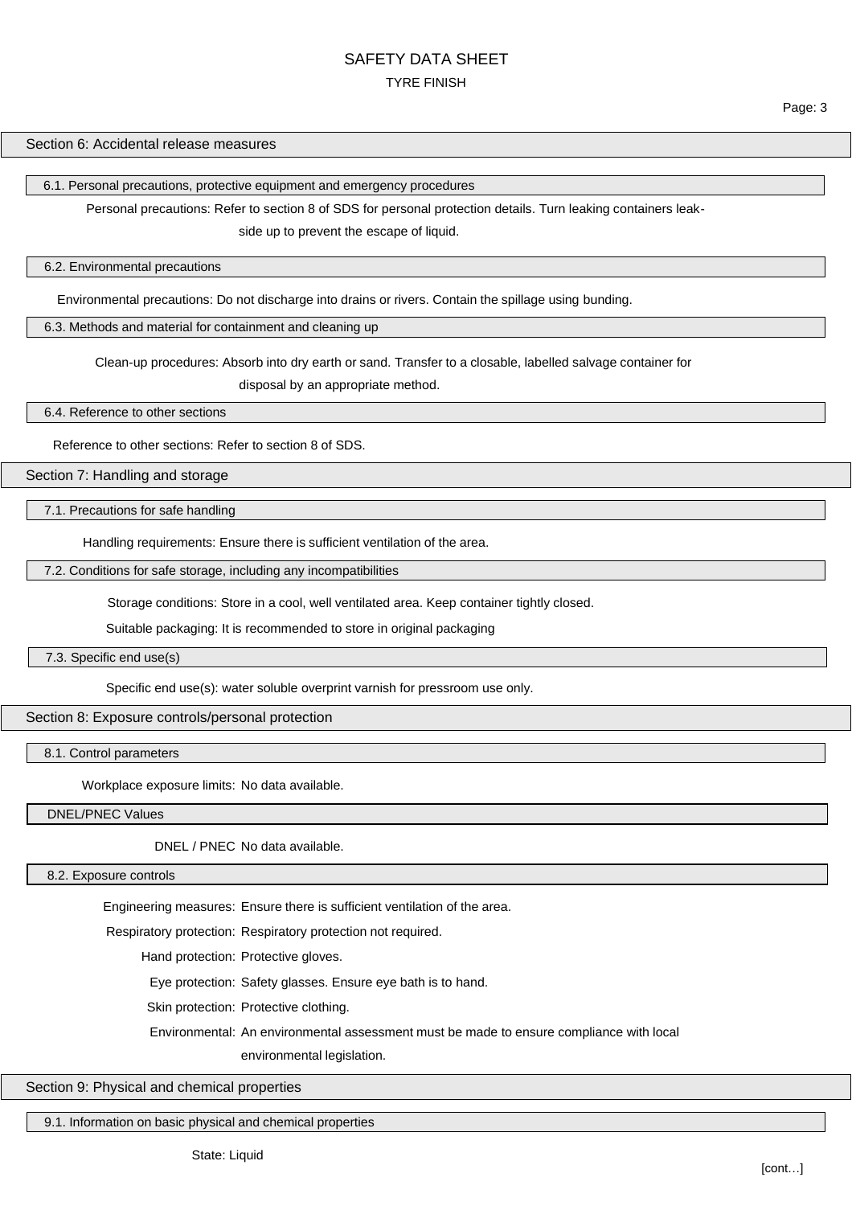## Section 6: Accidental release measures

### 6.1. Personal precautions, protective equipment and emergency procedures

Personal precautions: Refer to section 8 of SDS for personal protection details. Turn leaking containers leak-side up to prevent the escape of liquid.

### 6.2. Environmental precautions

Environmental precautions: Do not discharge into drains or rivers. Contain the spillage using bunding.

### 6.3. Methods and material for containment and cleaning up

Clean-up procedures: Absorb into dry earth or sand. Transfer to a closable, labelled salvage container for disposal by an appropriate method.

### 6.4. Reference to other sections

Reference to other sections: Refer to section 8 of SDS.

## Section 7: Handling and storage

### 7.1. Precautions for safe handling

Handling requirements: Ensure there is sufficient ventilation of the area.

### 7.2. Conditions for safe storage, including any incompatibilities

Storage conditions: Store in a cool, well ventilated area. Keep container tightly closed.

Suitable packaging: It is recommended to store in original packaging

### 7.3. Specific end use(s)

Specific end use(s): water soluble overprint varnish for pressroom use only.

## Section 8: Exposure controls/personal protection

### 8.1. Control parameters

Workplace exposure limits: No data available.

### DNEL/PNEC Values

DNEL / PNEC No data available.

### 8.2. Exposure controls

Engineering measures: Ensure there is sufficient ventilation of the area.

Respiratory protection: Respiratory protection not required.

Hand protection: Protective gloves.

Eye protection: Safety glasses. Ensure eye bath is to hand.

Skin protection: Protective clothing.

Environmental: An environmental assessment must be made to ensure compliance with local environmental legislation.

## Section 9: Physical and chemical properties

### 9.1. Information on basic physical and chemical properties

State: Liquid

[cont…]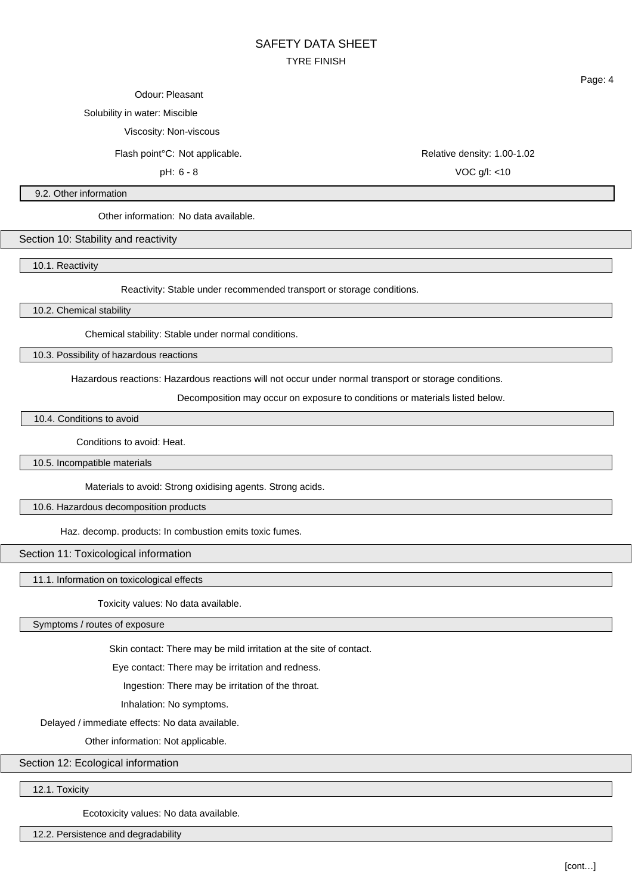Odour: Pleasant

Solubility in water: Miscible

Viscosity: Non-viscous

Flash point°C: Not applicable.

Relative density: 1.00-1.02

pH: 6 - 8

VOC g/l: <10

### 9.2. Other information

Other information: No data available.

## Section 10: Stability and reactivity

### 10.1. Reactivity

Reactivity: Stable under recommended transport or storage conditions.

### 10.2. Chemical stability

Chemical stability: Stable under normal conditions.

### 10.3. Possibility of hazardous reactions

Hazardous reactions: Hazardous reactions will not occur under normal transport or storage conditions.

Decomposition may occur on exposure to conditions or materials listed below.

### 10.4. Conditions to avoid

Conditions to avoid: Heat.

### 10.5. Incompatible materials

Materials to avoid: Strong oxidising agents. Strong acids.

### 10.6. Hazardous decomposition products

Haz. decomp. products: In combustion emits toxic fumes.

## Section 11: Toxicological information

### 11.1. Information on toxicological effects

Toxicity values: No data available.

### Symptoms / routes of exposure

Skin contact: There may be mild irritation at the site of contact.

Eye contact: There may be irritation and redness.

Ingestion: There may be irritation of the throat.

Inhalation: No symptoms.

Delayed / immediate effects: No data available.

Other information: Not applicable.

## Section 12: Ecological information

### 12.1. Toxicity

Ecotoxicity values: No data available.

### 12.2. Persistence and degradability

[cont…]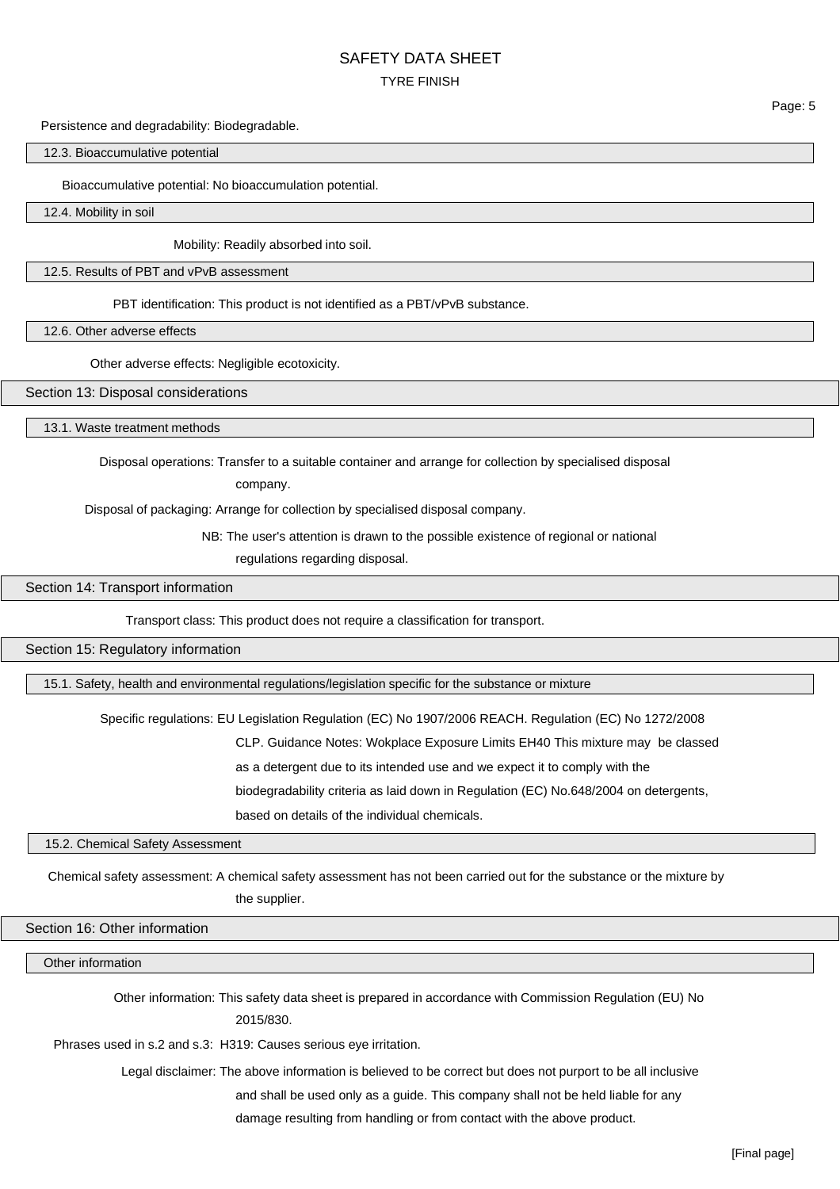Persistence and degradability: Biodegradable.

### 12.3. Bioaccumulative potential

Bioaccumulative potential: No bioaccumulation potential.

### 12.4. Mobility in soil

Mobility: Readily absorbed into soil.

### 12.5. Results of PBT and vPvB assessment

PBT identification: This product is not identified as a PBT/vPvB substance.

### 12.6. Other adverse effects

Other adverse effects: Negligible ecotoxicity.

## Section 13: Disposal considerations

### 13.1. Waste treatment methods

Disposal operations: Transfer to a suitable container and arrange for collection by specialised disposal company.

Disposal of packaging: Arrange for collection by specialised disposal company.

NB: The user's attention is drawn to the possible existence of regional or national regulations regarding disposal.

## Section 14: Transport information

Transport class: This product does not require a classification for transport.

## Section 15: Regulatory information

### 15.1. Safety, health and environmental regulations/legislation specific for the substance or mixture

Specific regulations: EU Legislation Regulation (EC) No 1907/2006 REACH. Regulation (EC) No 1272/2008 CLP. Guidance Notes: Wokplace Exposure Limits EH40 This mixture may be classed as a detergent due to its intended use and we expect it to comply with the biodegradability criteria as laid down in Regulation (EC) No.648/2004 on detergents, based on details of the individual chemicals.

### 15.2. Chemical Safety Assessment

Chemical safety assessment: A chemical safety assessment has not been carried out for the substance or the mixture by the supplier.

## Section 16: Other information

### Other information

Other information: This safety data sheet is prepared in accordance with Commission Regulation (EU) No 2015/830.

Phrases used in s.2 and s.3: H319: Causes serious eye irritation.

Legal disclaimer: The above information is believed to be correct but does not purport to be all inclusive and shall be used only as a guide. This company shall not be held liable for any damage resulting from handling or from contact with the above product.

[Final page]